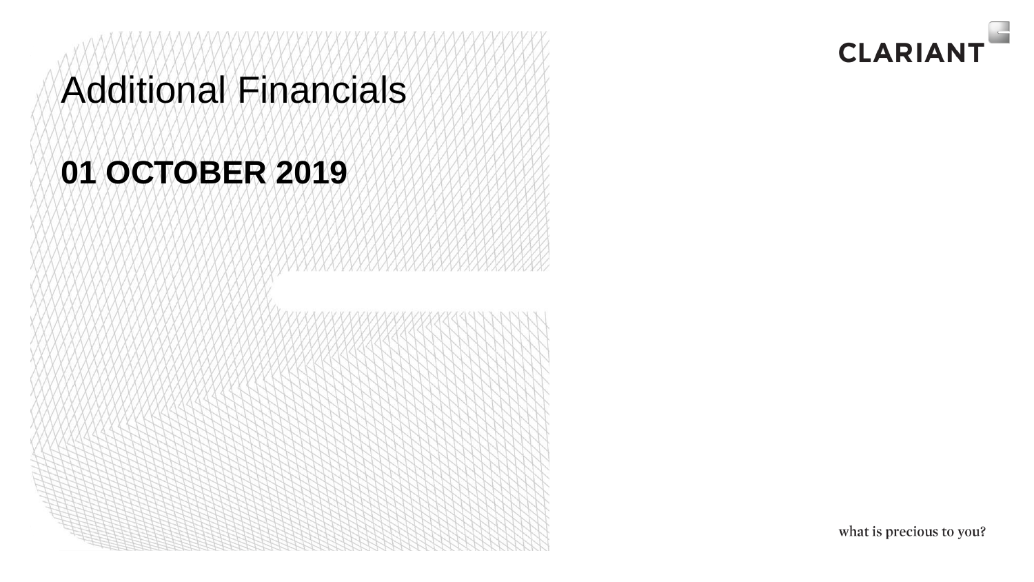# Additional Financials

**01 OCTOBER 2019**

CLARIANT

what is precious to you?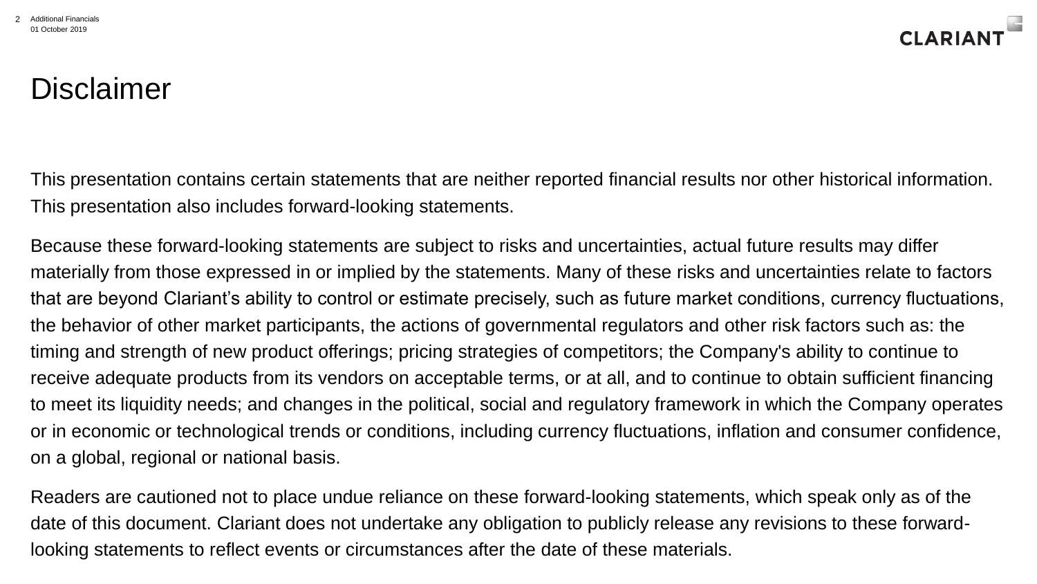# Disclaimer

This presentation contains certain statements that are neither reported financial results nor other historical information. This presentation also includes forward-looking statements.

Because these forward-looking statements are subject to risks and uncertainties, actual future results may differ materially from those expressed in or implied by the statements. Many of these risks and uncertainties relate to factors that are beyond Clariant's ability to control or estimate precisely, such as future market conditions, currency fluctuations, the behavior of other market participants, the actions of governmental regulators and other risk factors such as: the timing and strength of new product offerings; pricing strategies of competitors; the Company's ability to continue to receive adequate products from its vendors on acceptable terms, or at all, and to continue to obtain sufficient financing to meet its liquidity needs; and changes in the political, social and regulatory framework in which the Company operates or in economic or technological trends or conditions, including currency fluctuations, inflation and consumer confidence, on a global, regional or national basis.

Readers are cautioned not to place undue reliance on these forward-looking statements, which speak only as of the date of this document. Clariant does not undertake any obligation to publicly release any revisions to these forward-looking statements to reflect events or circumstances after the date of these materials.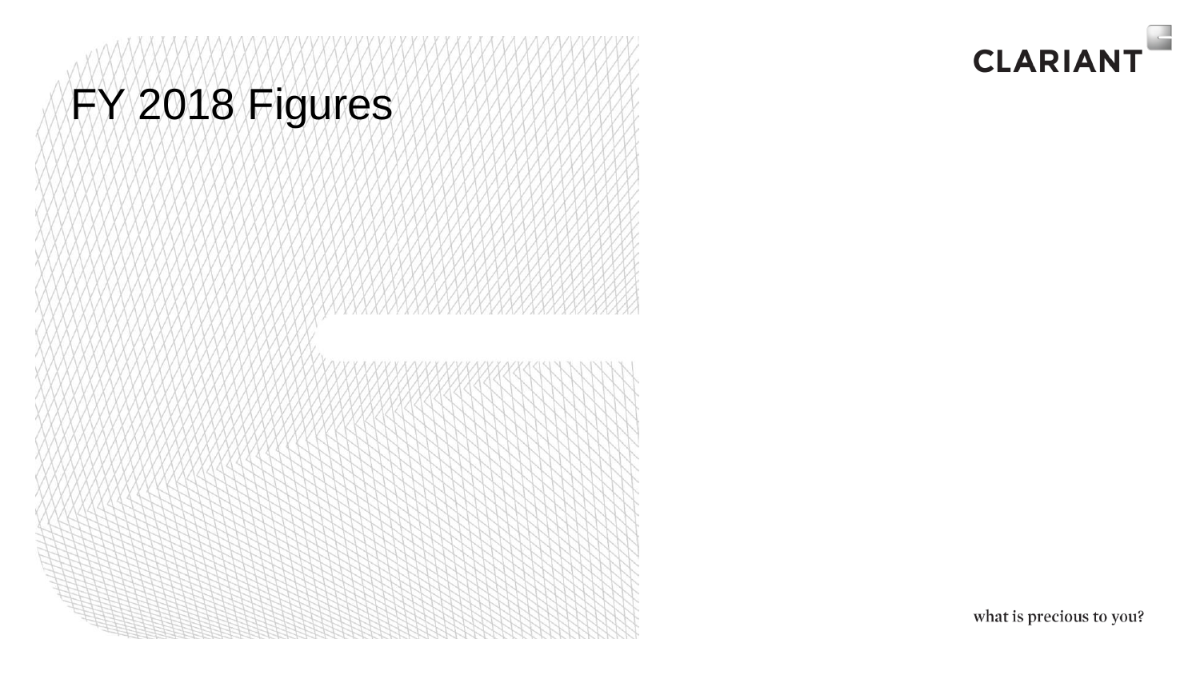# FY 2018 Figures

CLARIANT

what is precious to you?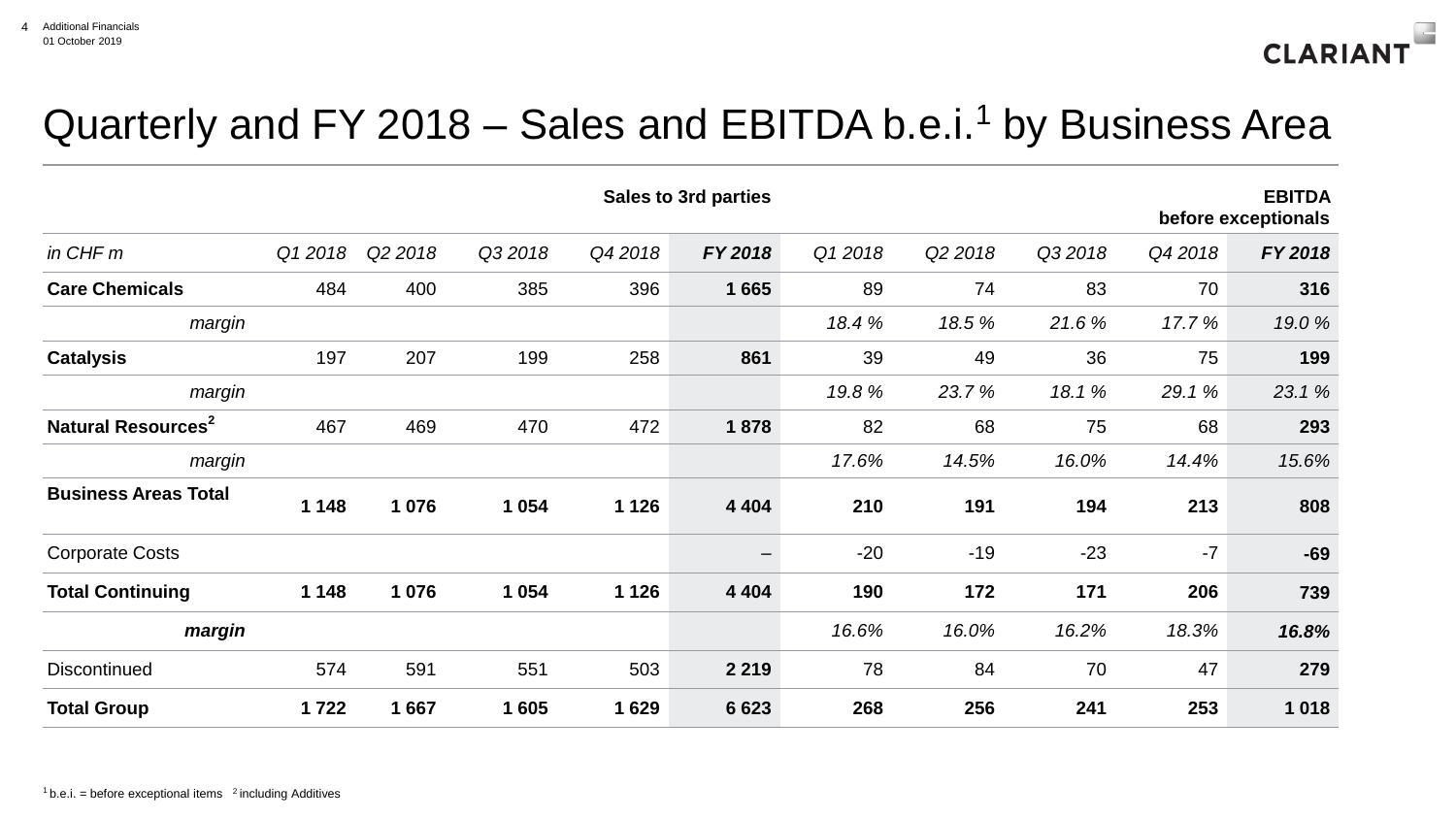# Quarterly and FY 2018 – Sales and EBITDA b.e.i.[1] by Business Area

| | Sales to 3rd parties | | | | | EBITDA before exceptionals | | | | |
|---|---|---|---|---|---|---|---|---|---|---|
| *in CHF m* | *Q1 2018* | *Q2 2018* | *Q3 2018* | *Q4 2018* | ***FY 2018*** | *Q1 2018* | *Q2 2018* | *Q3 2018* | *Q4 2018* | ***FY 2018*** |
| **Care Chemicals** | 484 | 400 | 385 | 396 | **1 665** | 89 | 74 | 83 | 70 | **316** |
| *margin* | | | | | | *18.4 %* | *18.5 %* | *21.6 %* | *17.7 %* | *19.0 %* |
| **Catalysis** | 197 | 207 | 199 | 258 | **861** | 39 | 49 | 36 | 75 | **199** |
| *margin* | | | | | | *19.8 %* | *23.7 %* | *18.1 %* | *29.1 %* | *23.1 %* |
| **Natural Resources[2]** | 467 | 469 | 470 | 472 | **1 878** | 82 | 68 | 75 | 68 | **293** |
| *margin* | | | | | | *17.6%* | *14.5%* | *16.0%* | *14.4%* | *15.6%* |
| **Business Areas Total** | **1 148** | **1 076** | **1 054** | **1 126** | **4 404** | **210** | **191** | **194** | **213** | **808** |
| Corporate Costs | | | | | – | -20 | -19 | -23 | -7 | **-69** |
| **Total Continuing** | **1 148** | **1 076** | **1 054** | **1 126** | **4 404** | **190** | **172** | **171** | **206** | **739** |
| ***margin*** | | | | | | *16.6%* | *16.0%* | *16.2%* | *18.3%* | ***16.8%*** |
| Discontinued | 574 | 591 | 551 | 503 | **2 219** | 78 | 84 | 70 | 47 | **279** |
| **Total Group** | **1 722** | **1 667** | **1 605** | **1 629** | **6 623** | **268** | **256** | **241** | **253** | **1 018** |

[1] b.e.i. = before exceptional items [2] including Additives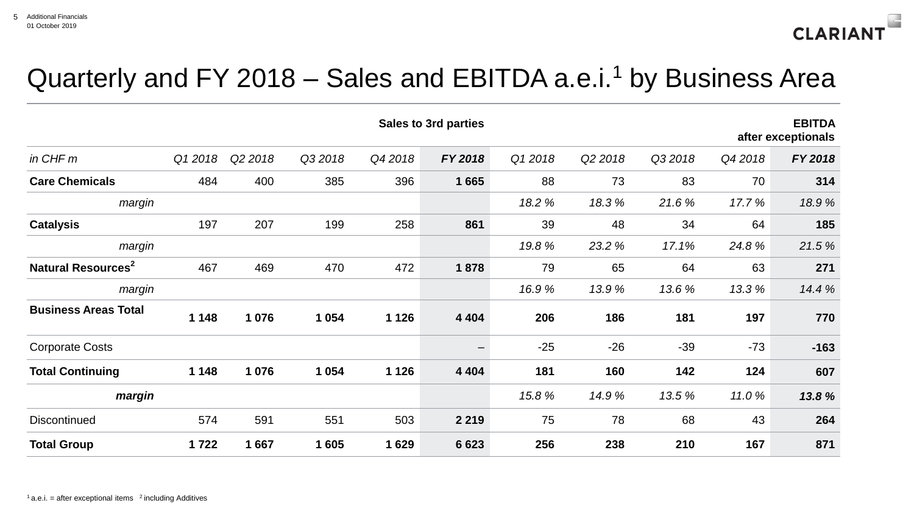# Quarterly and FY 2018 – Sales and EBITDA a.e.i.[1] by Business Area

| in CHF m | Sales to 3rd parties Q1 2018 | Q2 2018 | Q3 2018 | Q4 2018 | FY 2018 | EBITDA after exceptionals Q1 2018 | Q2 2018 | Q3 2018 | Q4 2018 | FY 2018 |
|---|---|---|---|---|---|---|---|---|---|---|
| **Care Chemicals** | 484 | 400 | 385 | 396 | **1 665** | 88 | 73 | 83 | 70 | **314** |
| *margin* | | | | | | *18.2 %* | *18.3 %* | *21.6 %* | *17.7 %* | *18.9 %* |
| **Catalysis** | 197 | 207 | 199 | 258 | **861** | 39 | 48 | 34 | 64 | **185** |
| *margin* | | | | | | *19.8 %* | *23.2 %* | *17.1%* | *24.8 %* | *21.5 %* |
| **Natural Resources[2]** | 467 | 469 | 470 | 472 | **1 878** | 79 | 65 | 64 | 63 | **271** |
| *margin* | | | | | | *16.9 %* | *13.9 %* | *13.6 %* | *13.3 %* | *14.4 %* |
| **Business Areas Total** | **1 148** | **1 076** | **1 054** | **1 126** | **4 404** | **206** | **186** | **181** | **197** | **770** |
| Corporate Costs | | | | | – | -25 | -26 | -39 | -73 | **-163** |
| **Total Continuing** | **1 148** | **1 076** | **1 054** | **1 126** | **4 404** | **181** | **160** | **142** | **124** | **607** |
| ***margin*** | | | | | | *15.8 %* | *14.9 %* | *13.5 %* | *11.0 %* | ***13.8 %*** |
| Discontinued | 574 | 591 | 551 | 503 | **2 219** | 75 | 78 | 68 | 43 | **264** |
| **Total Group** | **1 722** | **1 667** | **1 605** | **1 629** | **6 623** | **256** | **238** | **210** | **167** | **871** |

[1] a.e.i. = after exceptional items [2] including Additives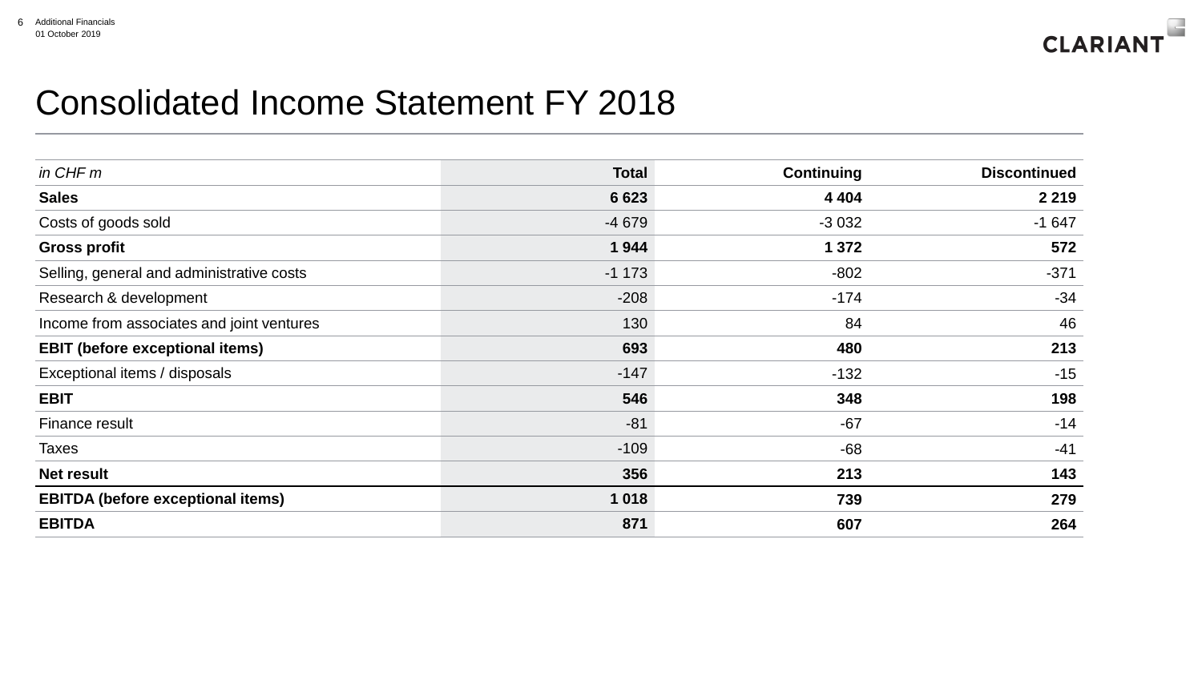# Consolidated Income Statement FY 2018

| *in CHF m* | **Total** | **Continuing** | **Discontinued** |
|---|---|---|---|
| **Sales** | **6 623** | **4 404** | **2 219** |
| Costs of goods sold | -4 679 | -3 032 | -1 647 |
| **Gross profit** | **1 944** | **1 372** | **572** |
| Selling, general and administrative costs | -1 173 | -802 | -371 |
| Research & development | -208 | -174 | -34 |
| Income from associates and joint ventures | 130 | 84 | 46 |
| **EBIT (before exceptional items)** | **693** | **480** | **213** |
| Exceptional items / disposals | -147 | -132 | -15 |
| **EBIT** | **546** | **348** | **198** |
| Finance result | -81 | -67 | -14 |
| Taxes | -109 | -68 | -41 |
| **Net result** | **356** | **213** | **143** |
| **EBITDA (before exceptional items)** | **1 018** | **739** | **279** |
| **EBITDA** | **871** | **607** | **264** |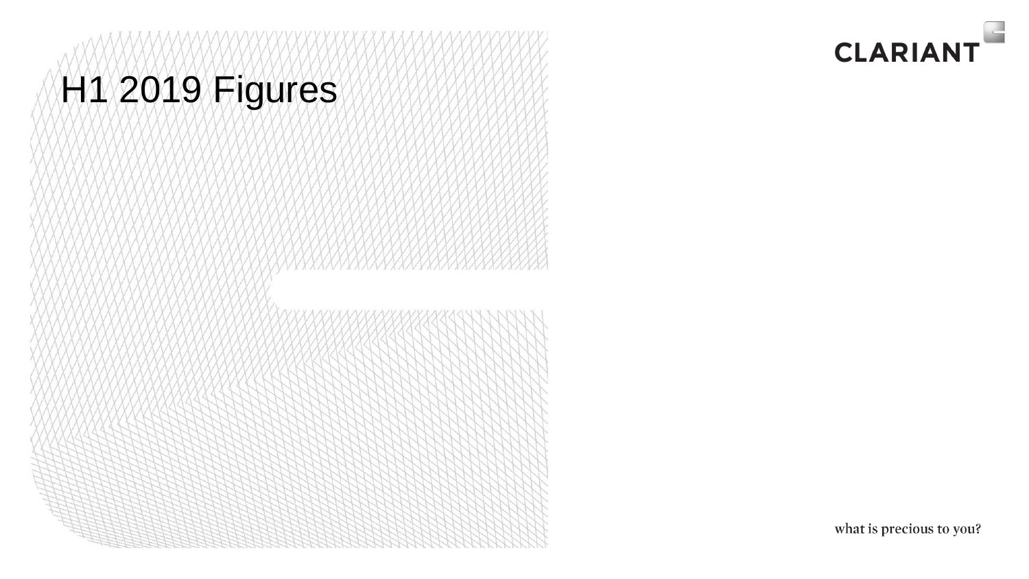# H1 2019 Figures

CLARIANT

what is precious to you?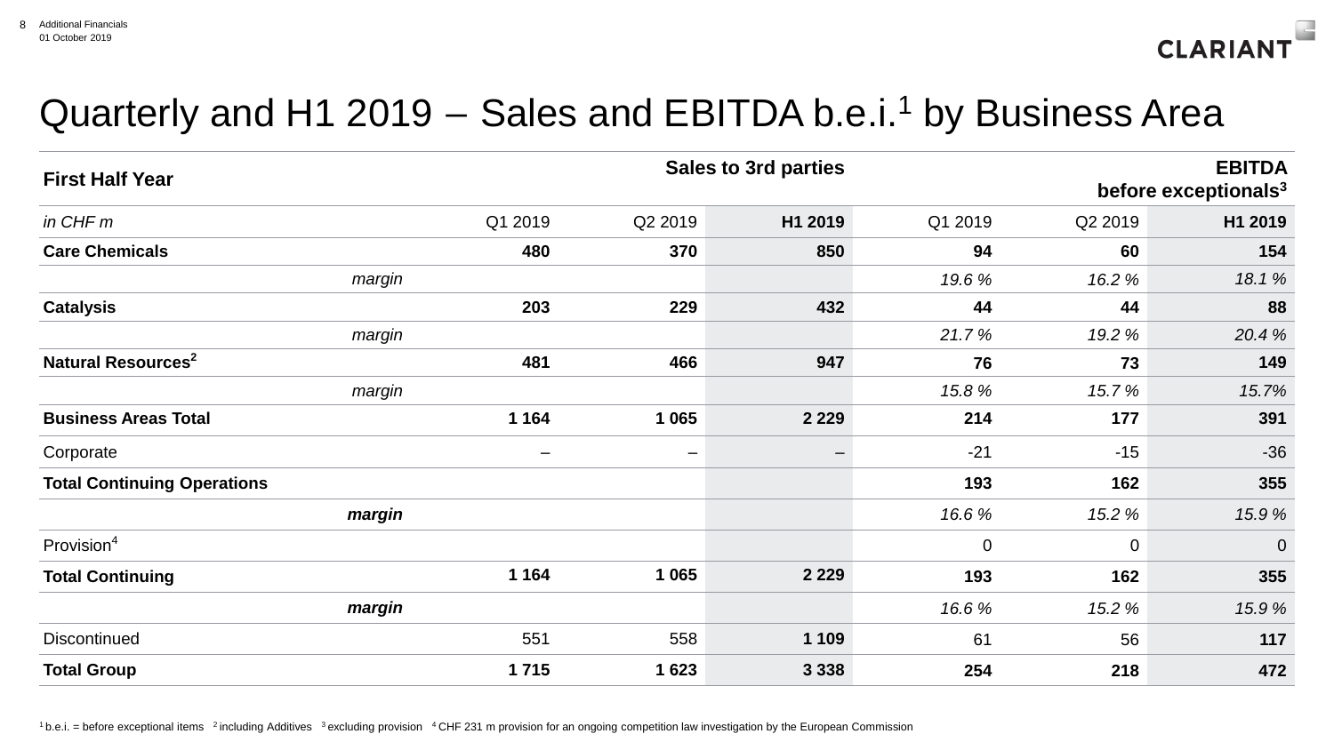# Quarterly and H1 2019 – Sales and EBITDA b.e.i.[1] by Business Area

| **First Half Year** | | **Sales to 3rd parties** | | | **EBITDA before exceptionals[3]** | |
|---|---|---|---|---|---|---|
| *in CHF m* | Q1 2019 | Q2 2019 | **H1 2019** | Q1 2019 | Q2 2019 | **H1 2019** |
| **Care Chemicals** | **480** | **370** | **850** | **94** | **60** | **154** |
| *margin* | | | | *19.6 %* | *16.2 %* | *18.1 %* |
| **Catalysis** | **203** | **229** | **432** | **44** | **44** | **88** |
| *margin* | | | | *21.7 %* | *19.2 %* | *20.4 %* |
| **Natural Resources[2]** | **481** | **466** | **947** | **76** | **73** | **149** |
| *margin* | | | | *15.8 %* | *15.7 %* | *15.7%* |
| **Business Areas Total** | **1 164** | **1 065** | **2 229** | **214** | **177** | **391** |
| Corporate | – | – | – | -21 | -15 | -36 |
| **Total Continuing Operations** | | | | **193** | **162** | **355** |
| ***margin*** | | | | *16.6 %* | *15.2 %* | *15.9 %* |
| Provision[4] | | | | 0 | 0 | 0 |
| **Total Continuing** | **1 164** | **1 065** | **2 229** | **193** | **162** | **355** |
| ***margin*** | | | | *16.6 %* | *15.2 %* | *15.9 %* |
| Discontinued | 551 | 558 | **1 109** | 61 | 56 | **117** |
| **Total Group** | **1 715** | **1 623** | **3 338** | **254** | **218** | **472** |

[1] b.e.i. = before exceptional items [2] including Additives [3] excluding provision [4] CHF 231 m provision for an ongoing competition law investigation by the European Commission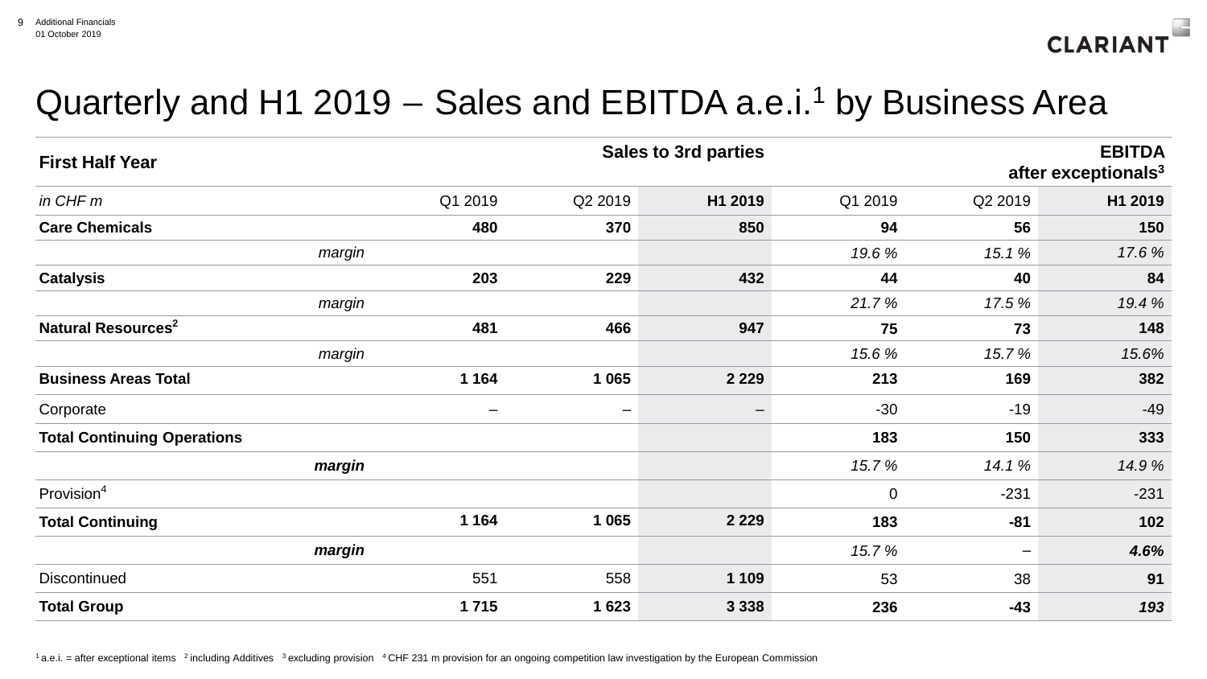# Quarterly and H1 2019 – Sales and EBITDA a.e.i.[1] by Business Area

| **First Half Year** | **Sales to 3rd parties** | | | **EBITDA after exceptionals[3]** | | |
|---|---|---|---|---|---|---|
| *in CHF m* | Q1 2019 | Q2 2019 | **H1 2019** | Q1 2019 | Q2 2019 | **H1 2019** |
| **Care Chemicals** | **480** | **370** | **850** | **94** | **56** | **150** |
| *margin* | | | | *19.6 %* | *15.1 %* | *17.6 %* |
| **Catalysis** | **203** | **229** | **432** | **44** | **40** | **84** |
| *margin* | | | | *21.7 %* | *17.5 %* | *19.4 %* |
| **Natural Resources[2]** | **481** | **466** | **947** | **75** | **73** | **148** |
| *margin* | | | | *15.6 %* | *15.7 %* | *15.6%* |
| **Business Areas Total** | **1 164** | **1 065** | **2 229** | **213** | **169** | **382** |
| Corporate | – | – | – | -30 | -19 | -49 |
| **Total Continuing Operations** | | | | **183** | **150** | **333** |
| ***margin*** | | | | *15.7 %* | *14.1 %* | *14.9 %* |
| Provision[4] | | | | 0 | -231 | -231 |
| **Total Continuing** | **1 164** | **1 065** | **2 229** | **183** | **-81** | **102** |
| ***margin*** | | | | *15.7 %* | – | ***4.6%*** |
| Discontinued | 551 | 558 | **1 109** | 53 | 38 | **91** |
| **Total Group** | **1 715** | **1 623** | **3 338** | **236** | **-43** | ***193*** |

[1] a.e.i. = after exceptional items [2] including Additives [3] excluding provision [4] CHF 231 m provision for an ongoing competition law investigation by the European Commission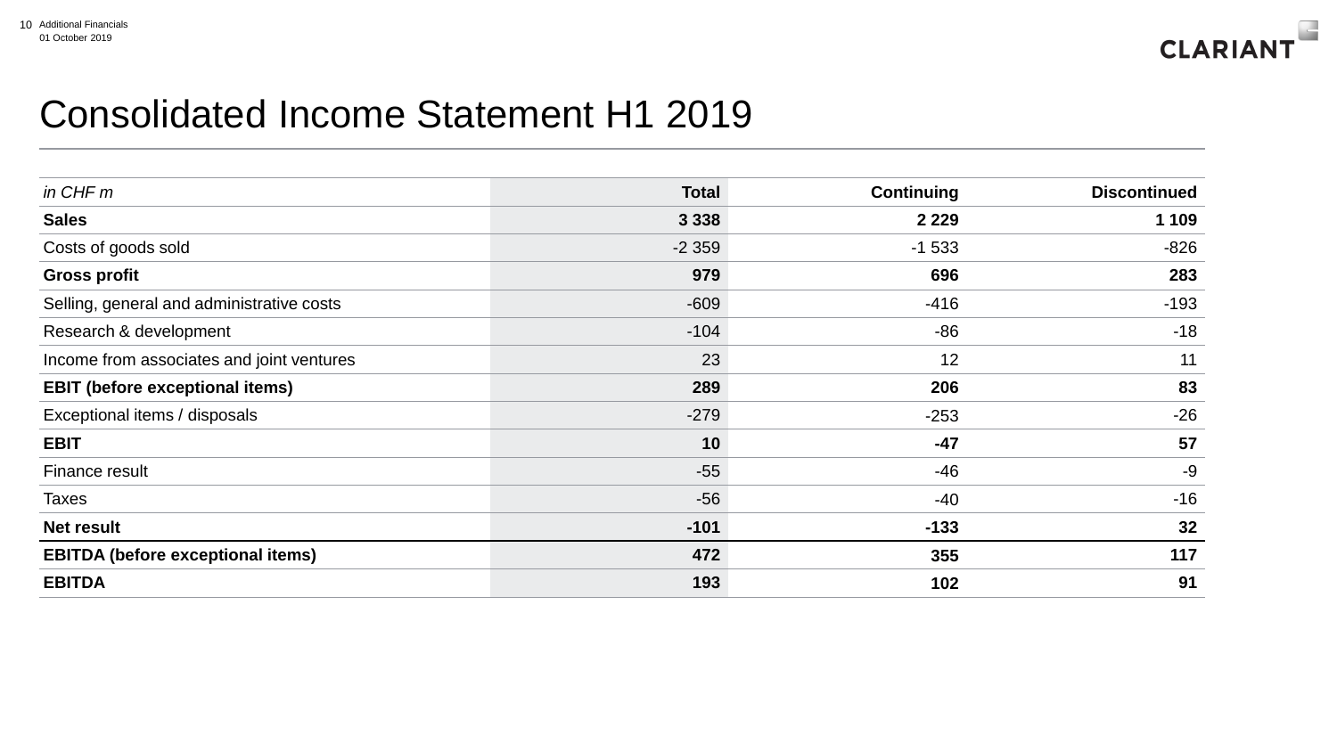# Consolidated Income Statement H1 2019

| *in CHF m* | Total | Continuing | Discontinued |
|---|---|---|---|
| **Sales** | **3 338** | **2 229** | **1 109** |
| Costs of goods sold | -2 359 | -1 533 | -826 |
| **Gross profit** | **979** | **696** | **283** |
| Selling, general and administrative costs | -609 | -416 | -193 |
| Research & development | -104 | -86 | -18 |
| Income from associates and joint ventures | 23 | 12 | 11 |
| **EBIT (before exceptional items)** | **289** | **206** | **83** |
| Exceptional items / disposals | -279 | -253 | -26 |
| **EBIT** | **10** | **-47** | **57** |
| Finance result | -55 | -46 | -9 |
| Taxes | -56 | -40 | -16 |
| **Net result** | **-101** | **-133** | **32** |
| **EBITDA (before exceptional items)** | **472** | **355** | **117** |
| **EBITDA** | **193** | **102** | **91** |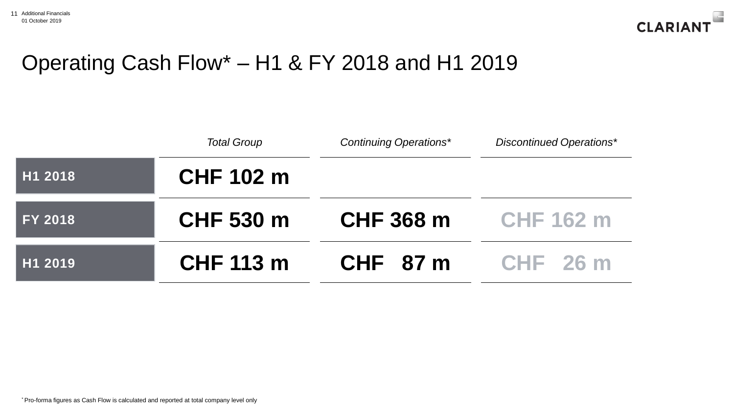# Operating Cash Flow* – H1 & FY 2018 and H1 2019

| | *Total Group* | *Continuing Operations** | *Discontinued Operations** |
|---|---|---|---|
| **H1 2018** | **CHF 102 m** | | |
| **FY 2018** | **CHF 530 m** | **CHF 368 m** | **CHF 162 m** |
| **H1 2019** | **CHF 113 m** | **CHF 87 m** | **CHF 26 m** |

* Pro-forma figures as Cash Flow is calculated and reported at total company level only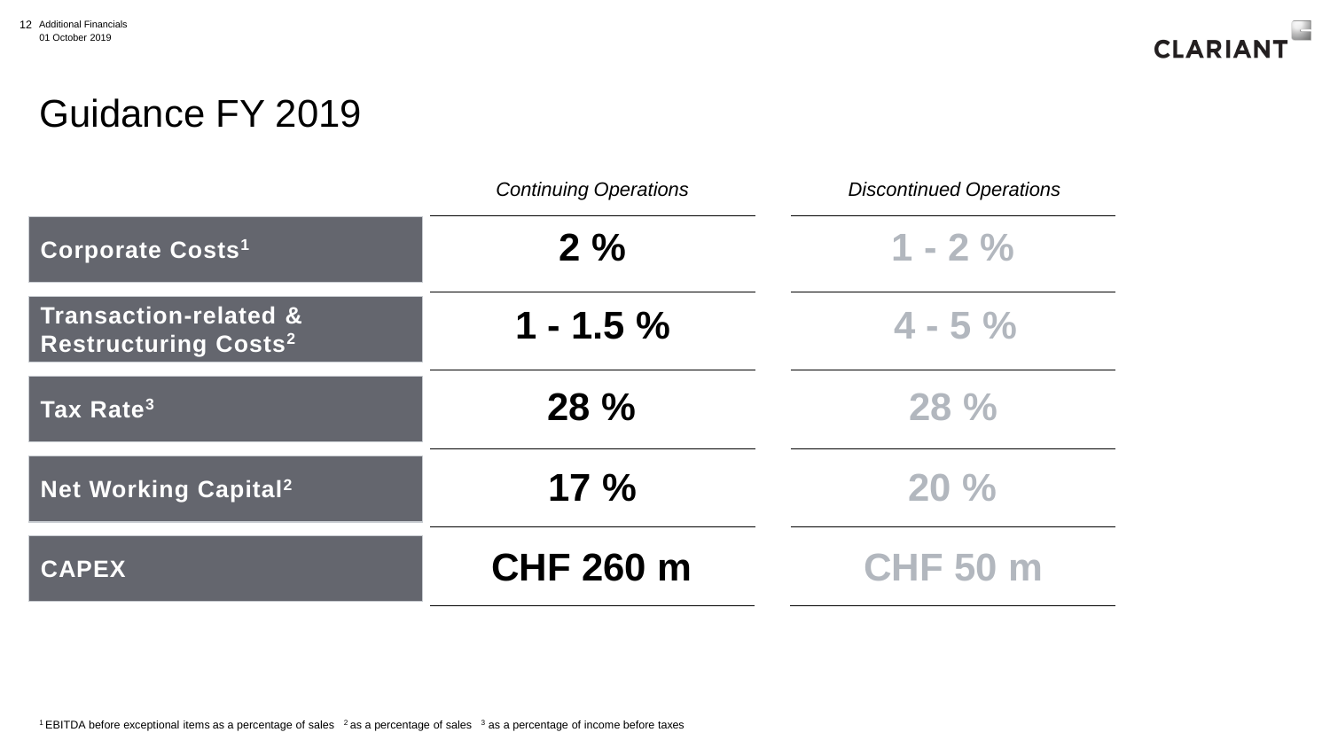# Guidance FY 2019

| | *Continuing Operations* | *Discontinued Operations* |
| --- | --- | --- |
| **Corporate Costs**[1] | **2 %** | **1 - 2 %** |
| **Transaction-related & Restructuring Costs**[2] | **1 - 1.5 %** | **4 - 5 %** |
| **Tax Rate**[3] | **28 %** | **28 %** |
| **Net Working Capital**[2] | **17 %** | **20 %** |
| **CAPEX** | **CHF 260 m** | **CHF 50 m** |

[1] EBITDA before exceptional items as a percentage of sales [2] as a percentage of sales [3] as a percentage of income before taxes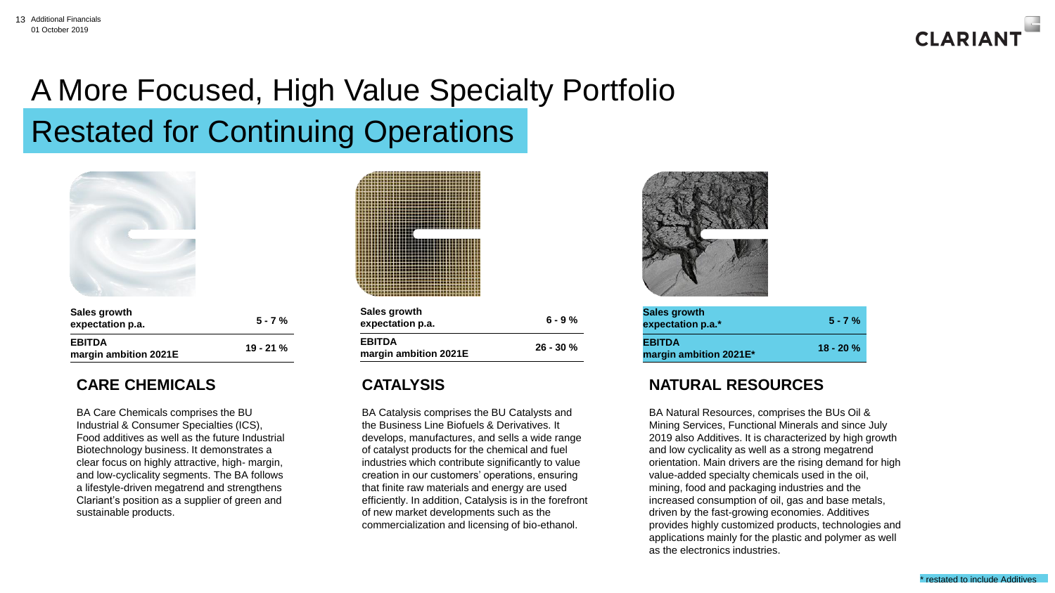# A More Focused, High Value Specialty Portfolio

## Restated for Continuing Operations

| | |
|---|---|
| **Sales growth expectation p.a.** | **5 - 7 %** |
| **EBITDA margin ambition 2021E** | **19 - 21 %** |

### CARE CHEMICALS

BA Care Chemicals comprises the BU Industrial & Consumer Specialties (ICS), Food additives as well as the future Industrial Biotechnology business. It demonstrates a clear focus on highly attractive, high- margin, and low-cyclicality segments. The BA follows a lifestyle-driven megatrend and strengthens Clariant's position as a supplier of green and sustainable products.

| | |
|---|---|
| **Sales growth expectation p.a.** | **6 - 9 %** |
| **EBITDA margin ambition 2021E** | **26 - 30 %** |

### CATALYSIS

BA Catalysis comprises the BU Catalysts and the Business Line Biofuels & Derivatives. It develops, manufactures, and sells a wide range of catalyst products for the chemical and fuel industries which contribute significantly to value creation in our customers' operations, ensuring that finite raw materials and energy are used efficiently. In addition, Catalysis is in the forefront of new market developments such as the commercialization and licensing of bio-ethanol.

| | |
|---|---|
| **Sales growth expectation p.a.*** | **5 - 7 %** |
| **EBITDA margin ambition 2021E*** | **18 - 20 %** |

### NATURAL RESOURCES

BA Natural Resources, comprises the BUs Oil & Mining Services, Functional Minerals and since July 2019 also Additives. It is characterized by high growth and low cyclicality as well as a strong megatrend orientation. Main drivers are the rising demand for high value-added specialty chemicals used in the oil, mining, food and packaging industries and the increased consumption of oil, gas and base metals, driven by the fast-growing economies. Additives provides highly customized products, technologies and applications mainly for the plastic and polymer as well as the electronics industries.

* restated to include Additives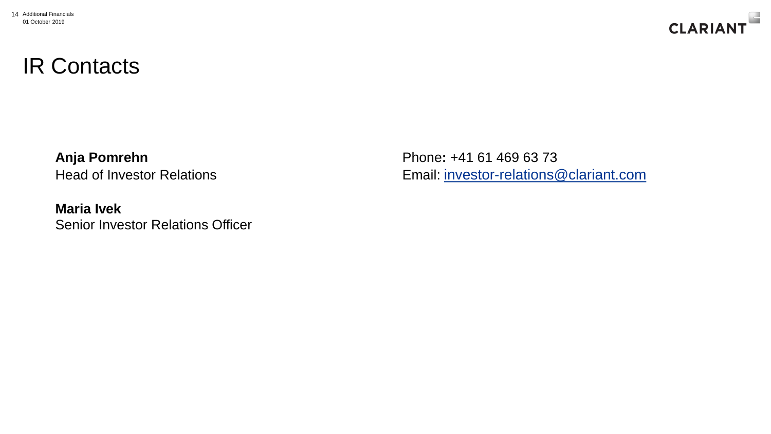# IR Contacts

**Anja Pomrehn**
Head of Investor Relations

**Maria Ivek**
Senior Investor Relations Officer

Phone: +41 61 469 63 73
Email: investor-relations@clariant.com